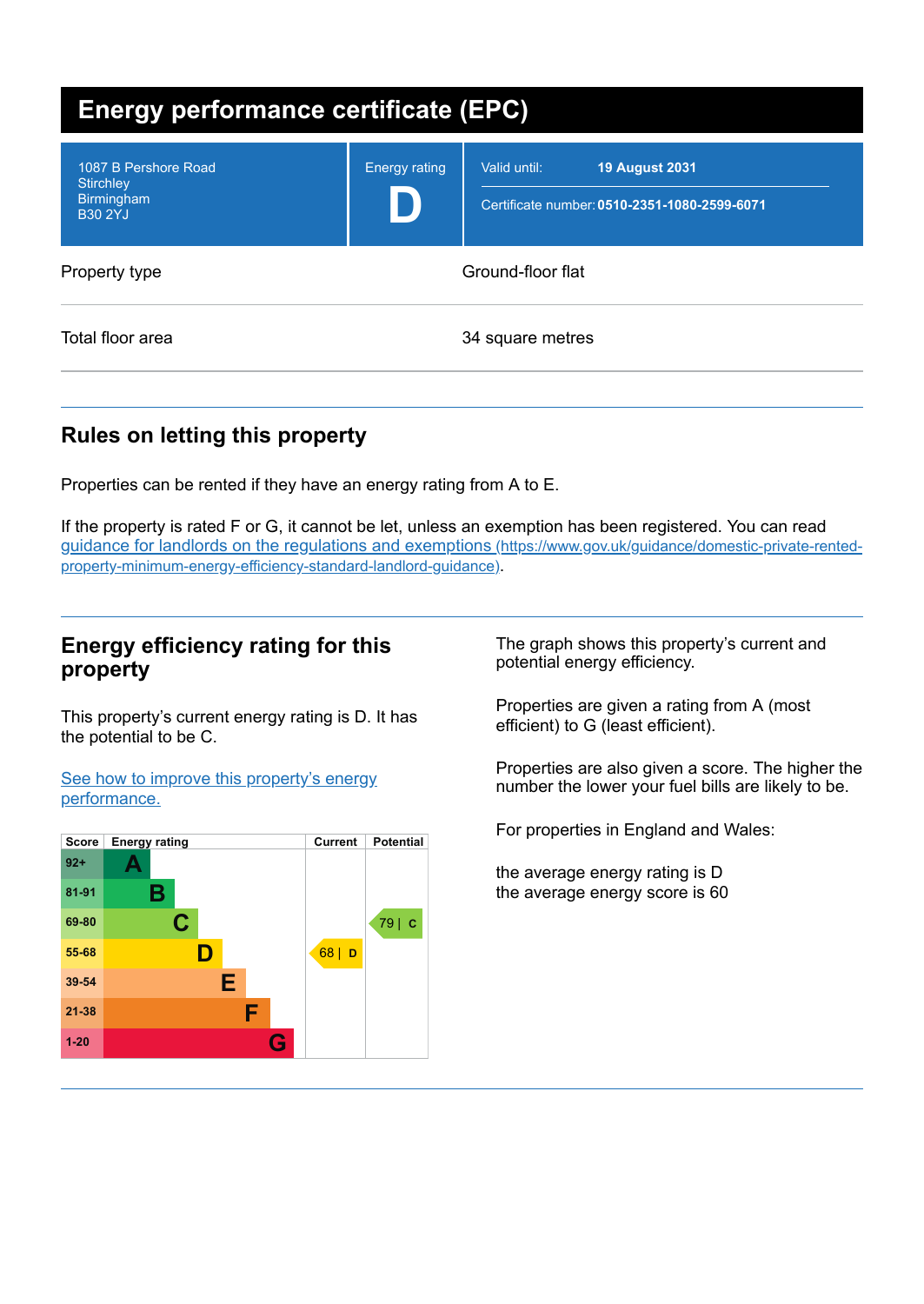# Energy performance certificate (EPC)

| | | |
|---|---|---|
| 1087 B Pershore Road<br>Stirchley<br>Birmingham<br>B30 2YJ | Energy rating<br>**D** | Valid until: **19 August 2031**<br>Certificate number: **0510-2351-1080-2599-6071** |

| | |
|---|---|
| Property type | Ground-floor flat |
| Total floor area | 34 square metres |

## Rules on letting this property

Properties can be rented if they have an energy rating from A to E.

If the property is rated F or G, it cannot be let, unless an exemption has been registered. You can read guidance for landlords on the regulations and exemptions (https://www.gov.uk/guidance/domestic-private-rented-property-minimum-energy-efficiency-standard-landlord-guidance).

## Energy efficiency rating for this property

This property's current energy rating is D. It has the potential to be C.

See how to improve this property's energy performance.

| Score | Energy rating | Current | Potential |
|---|---|---|---|
| 92+ | A | | |
| 81-91 | B | | |
| 69-80 | C | | 79 \| C |
| 55-68 | D | 68 \| D | |
| 39-54 | E | | |
| 21-38 | F | | |
| 1-20 | G | | |

The graph shows this property's current and potential energy efficiency.

Properties are given a rating from A (most efficient) to G (least efficient).

Properties are also given a score. The higher the number the lower your fuel bills are likely to be.

For properties in England and Wales:

the average energy rating is D
the average energy score is 60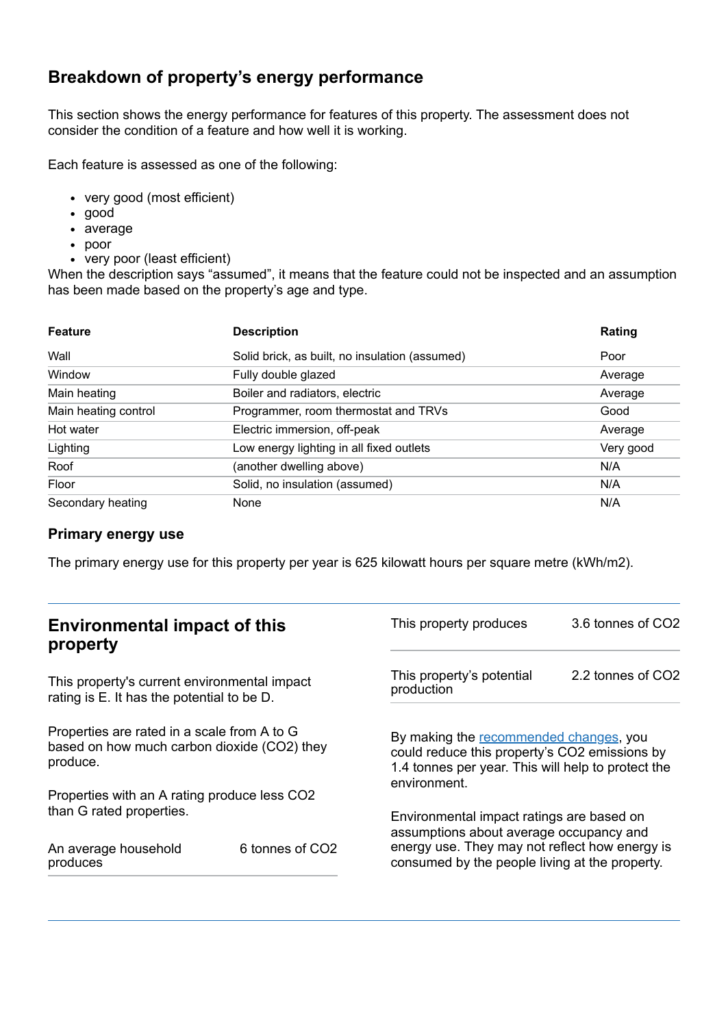## Breakdown of property's energy performance

This section shows the energy performance for features of this property. The assessment does not consider the condition of a feature and how well it is working.

Each feature is assessed as one of the following:

- very good (most efficient)
- good
- average
- poor
- very poor (least efficient)

When the description says "assumed", it means that the feature could not be inspected and an assumption has been made based on the property's age and type.

| Feature | Description | Rating |
|---|---|---|
| Wall | Solid brick, as built, no insulation (assumed) | Poor |
| Window | Fully double glazed | Average |
| Main heating | Boiler and radiators, electric | Average |
| Main heating control | Programmer, room thermostat and TRVs | Good |
| Hot water | Electric immersion, off-peak | Average |
| Lighting | Low energy lighting in all fixed outlets | Very good |
| Roof | (another dwelling above) | N/A |
| Floor | Solid, no insulation (assumed) | N/A |
| Secondary heating | None | N/A |

### Primary energy use

The primary energy use for this property per year is 625 kilowatt hours per square metre (kWh/m2).

## Environmental impact of this property

This property's current environmental impact rating is E. It has the potential to be D.

Properties are rated in a scale from A to G based on how much carbon dioxide ($CO_2$) they produce.

Properties with an A rating produce less $CO_2$ than G rated properties.

| | |
|---|---|
| An average household produces | 6 tonnes of $CO_2$ |
| This property produces | 3.6 tonnes of $CO_2$ |
| This property's potential production | 2.2 tonnes of $CO_2$ |

By making the recommended changes, you could reduce this property's $CO_2$ emissions by 1.4 tonnes per year. This will help to protect the environment.

Environmental impact ratings are based on assumptions about average occupancy and energy use. They may not reflect how energy is consumed by the people living at the property.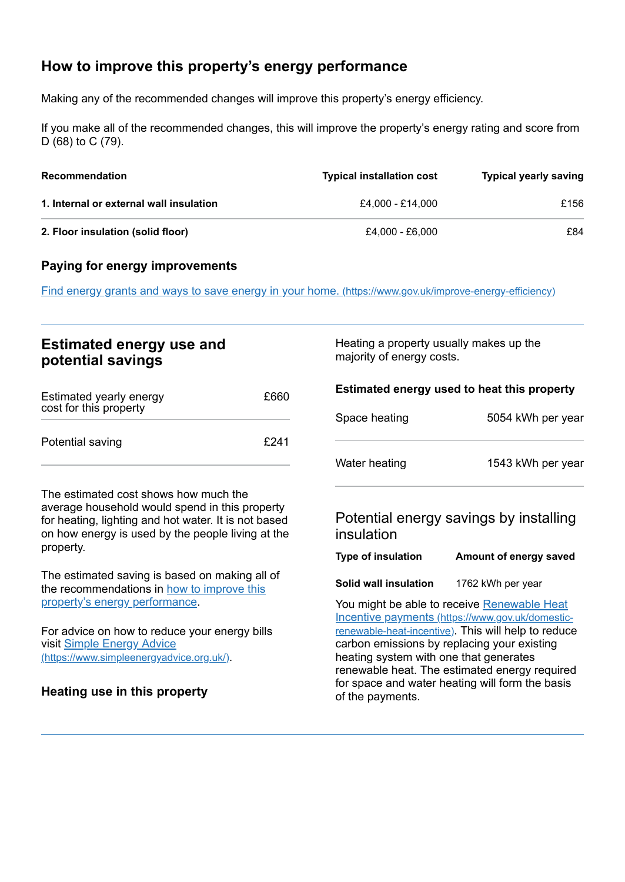## How to improve this property's energy performance

Making any of the recommended changes will improve this property's energy efficiency.

If you make all of the recommended changes, this will improve the property's energy rating and score from D (68) to C (79).

| Recommendation | Typical installation cost | Typical yearly saving |
| --- | --- | --- |
| **1. Internal or external wall insulation** | £4,000 - £14,000 | £156 |
| **2. Floor insulation (solid floor)** | £4,000 - £6,000 | £84 |

### Paying for energy improvements

[Find energy grants and ways to save energy in your home. (https://www.gov.uk/improve-energy-efficiency)](https://www.gov.uk/improve-energy-efficiency)

## Estimated energy use and potential savings

| | |
| --- | --- |
| Estimated yearly energy cost for this property | £660 |
| Potential saving | £241 |

The estimated cost shows how much the average household would spend in this property for heating, lighting and hot water. It is not based on how energy is used by the people living at the property.

The estimated saving is based on making all of the recommendations in how to improve this property's energy performance.

For advice on how to reduce your energy bills visit [Simple Energy Advice (https://www.simpleenergyadvice.org.uk/)](https://www.simpleenergyadvice.org.uk/).

### Heating use in this property

Heating a property usually makes up the majority of energy costs.

**Estimated energy used to heat this property**

| | |
| --- | --- |
| Space heating | 5054 kWh per year |
| Water heating | 1543 kWh per year |

### Potential energy savings by installing insulation

| Type of insulation | Amount of energy saved |
| --- | --- |
| **Solid wall insulation** | 1762 kWh per year |

You might be able to receive [Renewable Heat Incentive payments (https://www.gov.uk/domestic-renewable-heat-incentive)](https://www.gov.uk/domestic-renewable-heat-incentive). This will help to reduce carbon emissions by replacing your existing heating system with one that generates renewable heat. The estimated energy required for space and water heating will form the basis of the payments.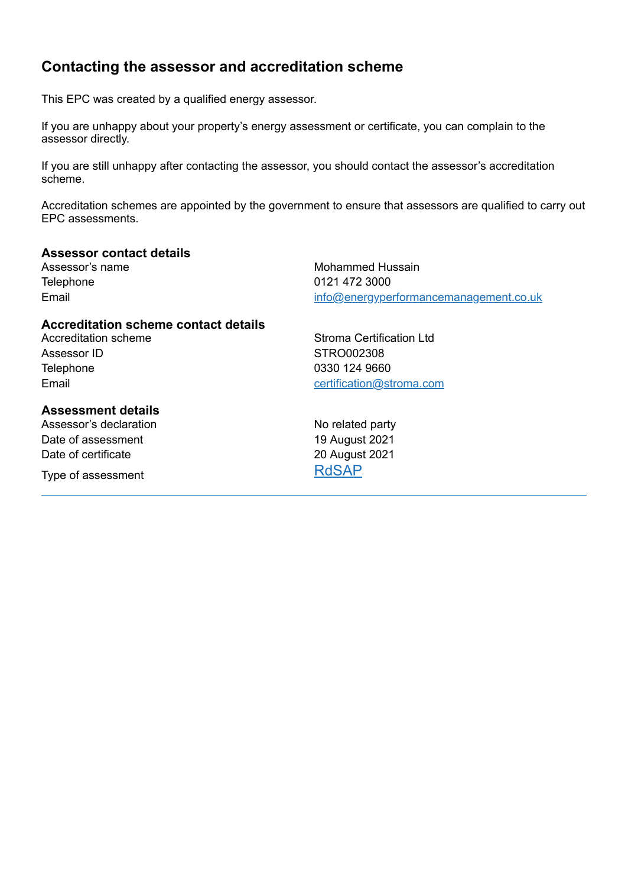## Contacting the assessor and accreditation scheme

This EPC was created by a qualified energy assessor.

If you are unhappy about your property's energy assessment or certificate, you can complain to the assessor directly.

If you are still unhappy after contacting the assessor, you should contact the assessor's accreditation scheme.

Accreditation schemes are appointed by the government to ensure that assessors are qualified to carry out EPC assessments.

### Assessor contact details

| | |
|---|---|
| Assessor's name | Mohammed Hussain |
| Telephone | 0121 472 3000 |
| Email | info@energyperformancemanagement.co.uk |

### Accreditation scheme contact details

| | |
|---|---|
| Accreditation scheme | Stroma Certification Ltd |
| Assessor ID | STRO002308 |
| Telephone | 0330 124 9660 |
| Email | certification@stroma.com |

### Assessment details

| | |
|---|---|
| Assessor's declaration | No related party |
| Date of assessment | 19 August 2021 |
| Date of certificate | 20 August 2021 |
| Type of assessment | RdSAP |